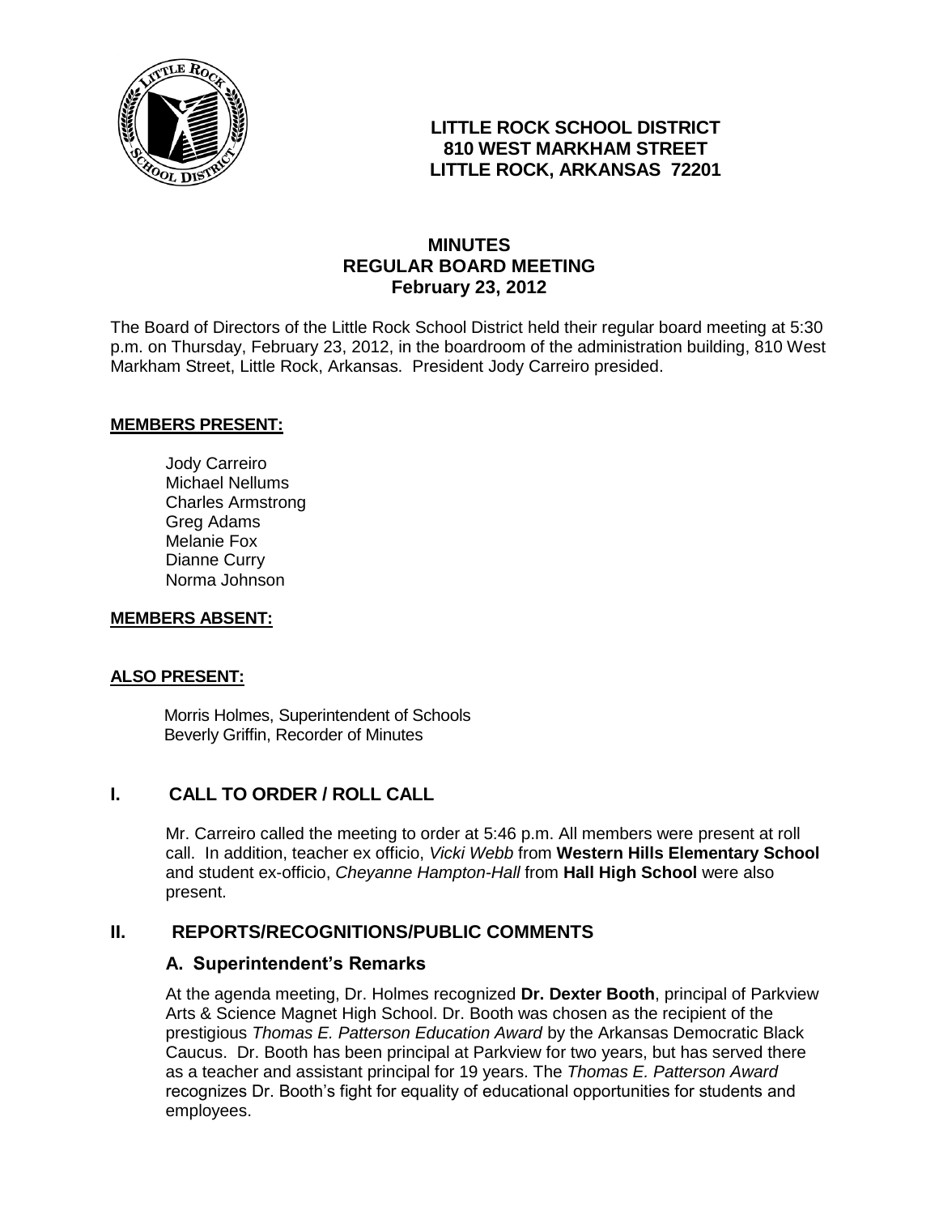# LITTLE ROCK SCHOOL DISTRICT
**810 WEST MARKHAM STREET**
**LITTLE ROCK, ARKANSAS 72201**

## MINUTES
## REGULAR BOARD MEETING
## February 23, 2012

The Board of Directors of the Little Rock School District held their regular board meeting at 5:30 p.m. on Thursday, February 23, 2012, in the boardroom of the administration building, 810 West Markham Street, Little Rock, Arkansas. President Jody Carreiro presided.

**MEMBERS PRESENT:**

Jody Carreiro
Michael Nellums
Charles Armstrong
Greg Adams
Melanie Fox
Dianne Curry
Norma Johnson

**MEMBERS ABSENT:**

**ALSO PRESENT:**

Morris Holmes, Superintendent of Schools
Beverly Griffin, Recorder of Minutes

## I. CALL TO ORDER / ROLL CALL

Mr. Carreiro called the meeting to order at 5:46 p.m. All members were present at roll call. In addition, teacher ex officio, *Vicki Webb* from **Western Hills Elementary School** and student ex-officio, *Cheyanne Hampton-Hall* from **Hall High School** were also present.

## II. REPORTS/RECOGNITIONS/PUBLIC COMMENTS

### A. Superintendent's Remarks

At the agenda meeting, Dr. Holmes recognized **Dr. Dexter Booth**, principal of Parkview Arts & Science Magnet High School. Dr. Booth was chosen as the recipient of the prestigious *Thomas E. Patterson Education Award* by the Arkansas Democratic Black Caucus. Dr. Booth has been principal at Parkview for two years, but has served there as a teacher and assistant principal for 19 years. The *Thomas E. Patterson Award* recognizes Dr. Booth's fight for equality of educational opportunities for students and employees.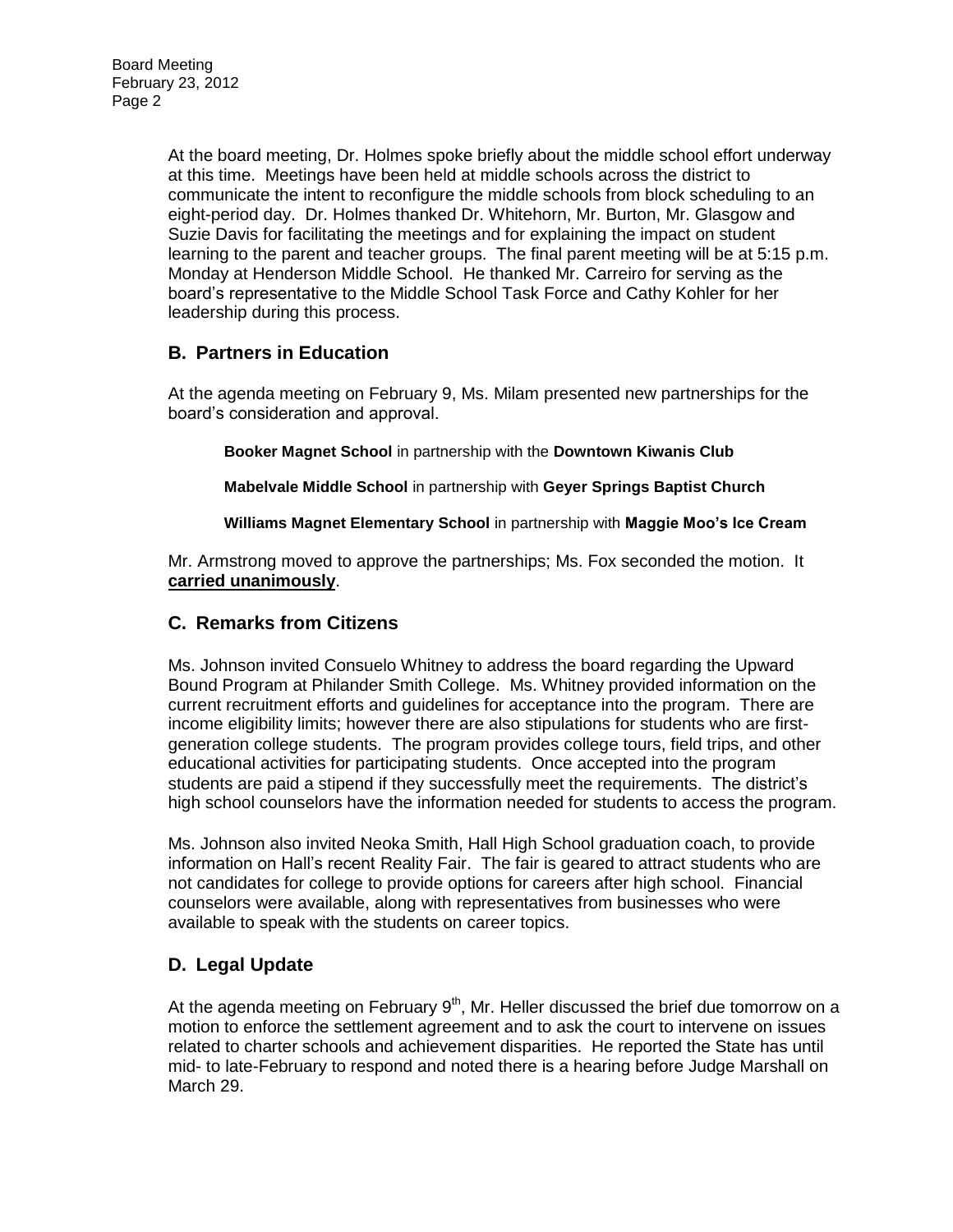At the board meeting, Dr. Holmes spoke briefly about the middle school effort underway at this time. Meetings have been held at middle schools across the district to communicate the intent to reconfigure the middle schools from block scheduling to an eight-period day. Dr. Holmes thanked Dr. Whitehorn, Mr. Burton, Mr. Glasgow and Suzie Davis for facilitating the meetings and for explaining the impact on student learning to the parent and teacher groups. The final parent meeting will be at 5:15 p.m. Monday at Henderson Middle School. He thanked Mr. Carreiro for serving as the board's representative to the Middle School Task Force and Cathy Kohler for her leadership during this process.

## B. Partners in Education

At the agenda meeting on February 9, Ms. Milam presented new partnerships for the board's consideration and approval.

**Booker Magnet School** in partnership with the **Downtown Kiwanis Club**

**Mabelvale Middle School** in partnership with **Geyer Springs Baptist Church**

**Williams Magnet Elementary School** in partnership with **Maggie Moo's Ice Cream**

Mr. Armstrong moved to approve the partnerships; Ms. Fox seconded the motion. It **carried unanimously**.

## C. Remarks from Citizens

Ms. Johnson invited Consuelo Whitney to address the board regarding the Upward Bound Program at Philander Smith College. Ms. Whitney provided information on the current recruitment efforts and guidelines for acceptance into the program. There are income eligibility limits; however there are also stipulations for students who are first-generation college students. The program provides college tours, field trips, and other educational activities for participating students. Once accepted into the program students are paid a stipend if they successfully meet the requirements. The district's high school counselors have the information needed for students to access the program.

Ms. Johnson also invited Neoka Smith, Hall High School graduation coach, to provide information on Hall's recent Reality Fair. The fair is geared to attract students who are not candidates for college to provide options for careers after high school. Financial counselors were available, along with representatives from businesses who were available to speak with the students on career topics.

## D. Legal Update

At the agenda meeting on February 9th, Mr. Heller discussed the brief due tomorrow on a motion to enforce the settlement agreement and to ask the court to intervene on issues related to charter schools and achievement disparities. He reported the State has until mid- to late-February to respond and noted there is a hearing before Judge Marshall on March 29.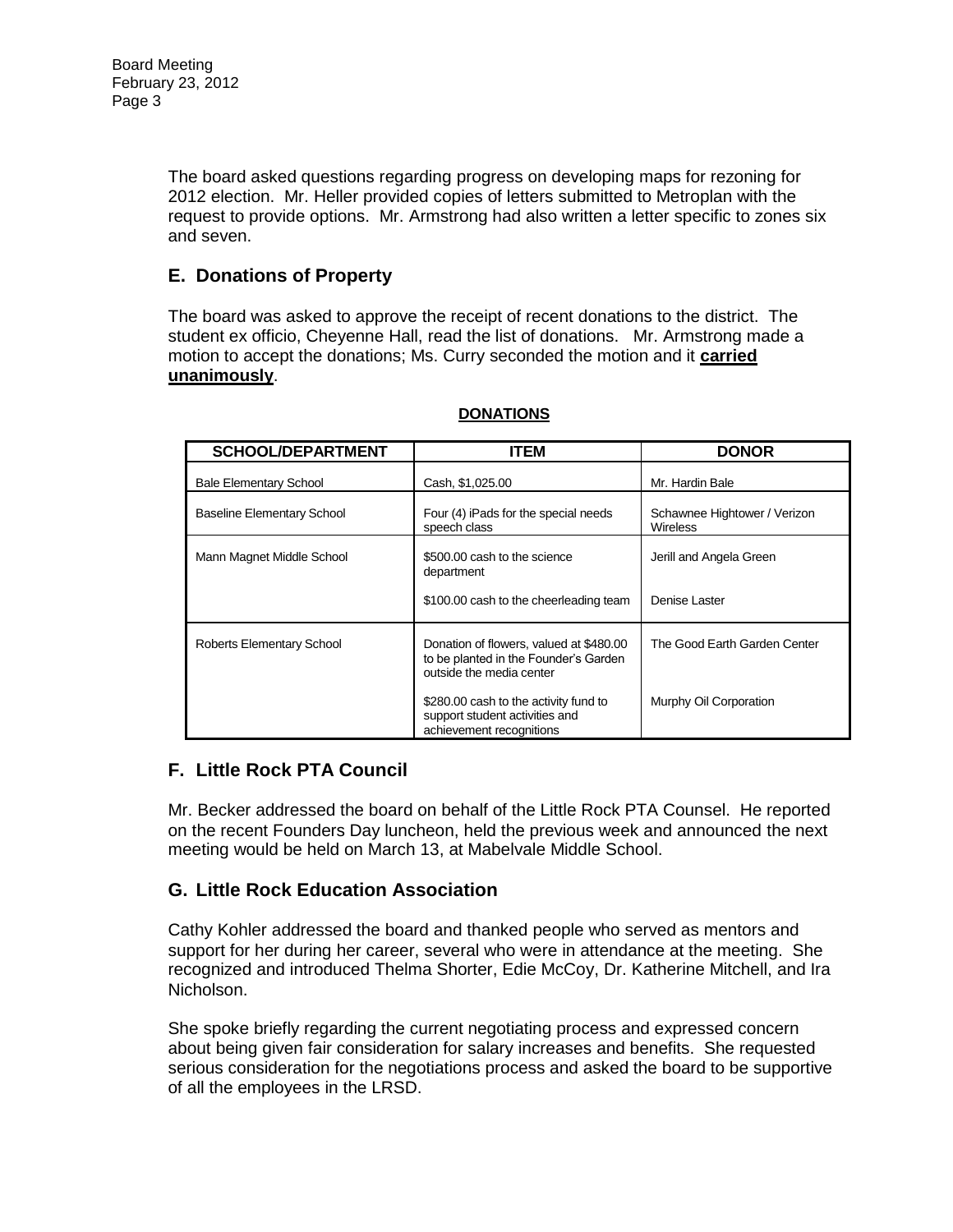The board asked questions regarding progress on developing maps for rezoning for 2012 election. Mr. Heller provided copies of letters submitted to Metroplan with the request to provide options. Mr. Armstrong had also written a letter specific to zones six and seven.

## E. Donations of Property

The board was asked to approve the receipt of recent donations to the district. The student ex officio, Cheyenne Hall, read the list of donations. Mr. Armstrong made a motion to accept the donations; Ms. Curry seconded the motion and it **carried unanimously**.

**DONATIONS**

| SCHOOL/DEPARTMENT | ITEM | DONOR |
|---|---|---|
| Bale Elementary School | Cash, $1,025.00 | Mr. Hardin Bale |
| Baseline Elementary School | Four (4) iPads for the special needs speech class | Schawnee Hightower / Verizon Wireless |
| Mann Magnet Middle School | $500.00 cash to the science department | Jerill and Angela Green |
| | $100.00 cash to the cheerleading team | Denise Laster |
| Roberts Elementary School | Donation of flowers, valued at $480.00 to be planted in the Founder's Garden outside the media center | The Good Earth Garden Center |
| | $280.00 cash to the activity fund to support student activities and achievement recognitions | Murphy Oil Corporation |

## F. Little Rock PTA Council

Mr. Becker addressed the board on behalf of the Little Rock PTA Counsel. He reported on the recent Founders Day luncheon, held the previous week and announced the next meeting would be held on March 13, at Mabelvale Middle School.

## G. Little Rock Education Association

Cathy Kohler addressed the board and thanked people who served as mentors and support for her during her career, several who were in attendance at the meeting. She recognized and introduced Thelma Shorter, Edie McCoy, Dr. Katherine Mitchell, and Ira Nicholson.

She spoke briefly regarding the current negotiating process and expressed concern about being given fair consideration for salary increases and benefits. She requested serious consideration for the negotiations process and asked the board to be supportive of all the employees in the LRSD.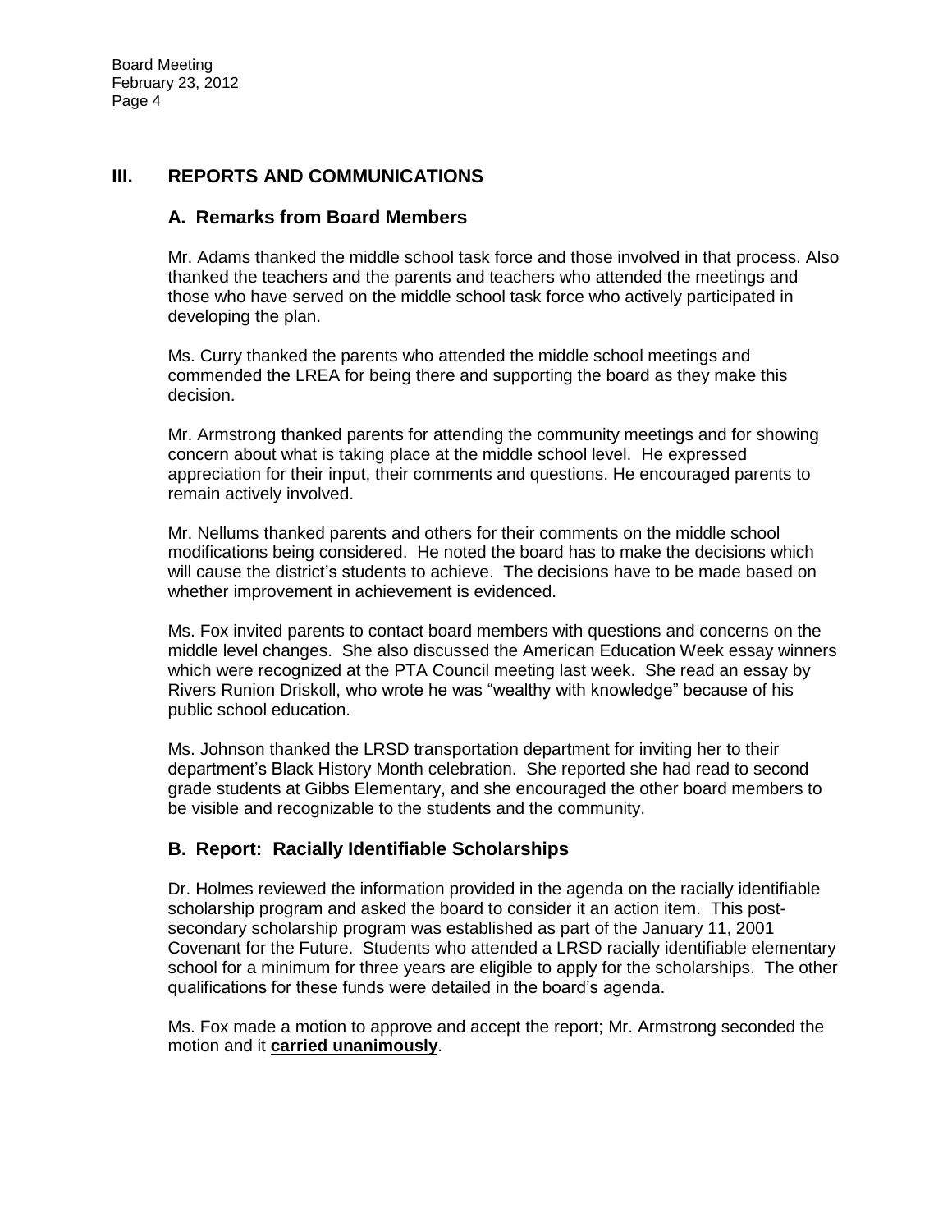## III. REPORTS AND COMMUNICATIONS

### A. Remarks from Board Members

Mr. Adams thanked the middle school task force and those involved in that process. Also thanked the teachers and the parents and teachers who attended the meetings and those who have served on the middle school task force who actively participated in developing the plan.

Ms. Curry thanked the parents who attended the middle school meetings and commended the LREA for being there and supporting the board as they make this decision.

Mr. Armstrong thanked parents for attending the community meetings and for showing concern about what is taking place at the middle school level. He expressed appreciation for their input, their comments and questions. He encouraged parents to remain actively involved.

Mr. Nellums thanked parents and others for their comments on the middle school modifications being considered. He noted the board has to make the decisions which will cause the district's students to achieve. The decisions have to be made based on whether improvement in achievement is evidenced.

Ms. Fox invited parents to contact board members with questions and concerns on the middle level changes. She also discussed the American Education Week essay winners which were recognized at the PTA Council meeting last week. She read an essay by Rivers Runion Driskoll, who wrote he was "wealthy with knowledge" because of his public school education.

Ms. Johnson thanked the LRSD transportation department for inviting her to their department's Black History Month celebration. She reported she had read to second grade students at Gibbs Elementary, and she encouraged the other board members to be visible and recognizable to the students and the community.

### B. Report: Racially Identifiable Scholarships

Dr. Holmes reviewed the information provided in the agenda on the racially identifiable scholarship program and asked the board to consider it an action item. This post-secondary scholarship program was established as part of the January 11, 2001 Covenant for the Future. Students who attended a LRSD racially identifiable elementary school for a minimum for three years are eligible to apply for the scholarships. The other qualifications for these funds were detailed in the board's agenda.

Ms. Fox made a motion to approve and accept the report; Mr. Armstrong seconded the motion and it **carried unanimously**.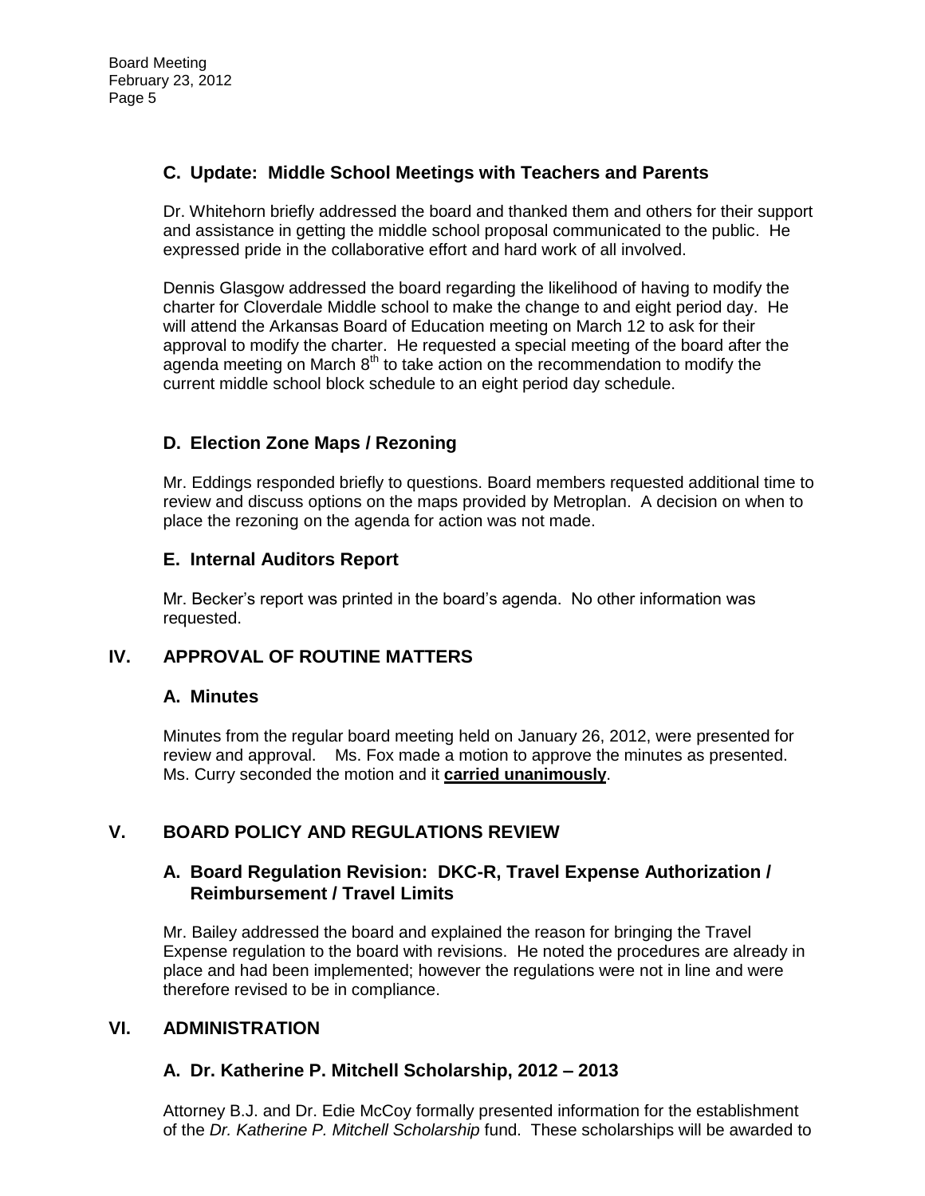### C. Update: Middle School Meetings with Teachers and Parents

Dr. Whitehorn briefly addressed the board and thanked them and others for their support and assistance in getting the middle school proposal communicated to the public. He expressed pride in the collaborative effort and hard work of all involved.

Dennis Glasgow addressed the board regarding the likelihood of having to modify the charter for Cloverdale Middle school to make the change to and eight period day. He will attend the Arkansas Board of Education meeting on March 12 to ask for their approval to modify the charter. He requested a special meeting of the board after the agenda meeting on March 8th to take action on the recommendation to modify the current middle school block schedule to an eight period day schedule.

### D. Election Zone Maps / Rezoning

Mr. Eddings responded briefly to questions. Board members requested additional time to review and discuss options on the maps provided by Metroplan. A decision on when to place the rezoning on the agenda for action was not made.

### E. Internal Auditors Report

Mr. Becker's report was printed in the board's agenda. No other information was requested.

## IV. APPROVAL OF ROUTINE MATTERS

### A. Minutes

Minutes from the regular board meeting held on January 26, 2012, were presented for review and approval. Ms. Fox made a motion to approve the minutes as presented. Ms. Curry seconded the motion and it **carried unanimously**.

## V. BOARD POLICY AND REGULATIONS REVIEW

### A. Board Regulation Revision: DKC-R, Travel Expense Authorization / Reimbursement / Travel Limits

Mr. Bailey addressed the board and explained the reason for bringing the Travel Expense regulation to the board with revisions. He noted the procedures are already in place and had been implemented; however the regulations were not in line and were therefore revised to be in compliance.

## VI. ADMINISTRATION

### A. Dr. Katherine P. Mitchell Scholarship, 2012 – 2013

Attorney B.J. and Dr. Edie McCoy formally presented information for the establishment of the *Dr. Katherine P. Mitchell Scholarship* fund. These scholarships will be awarded to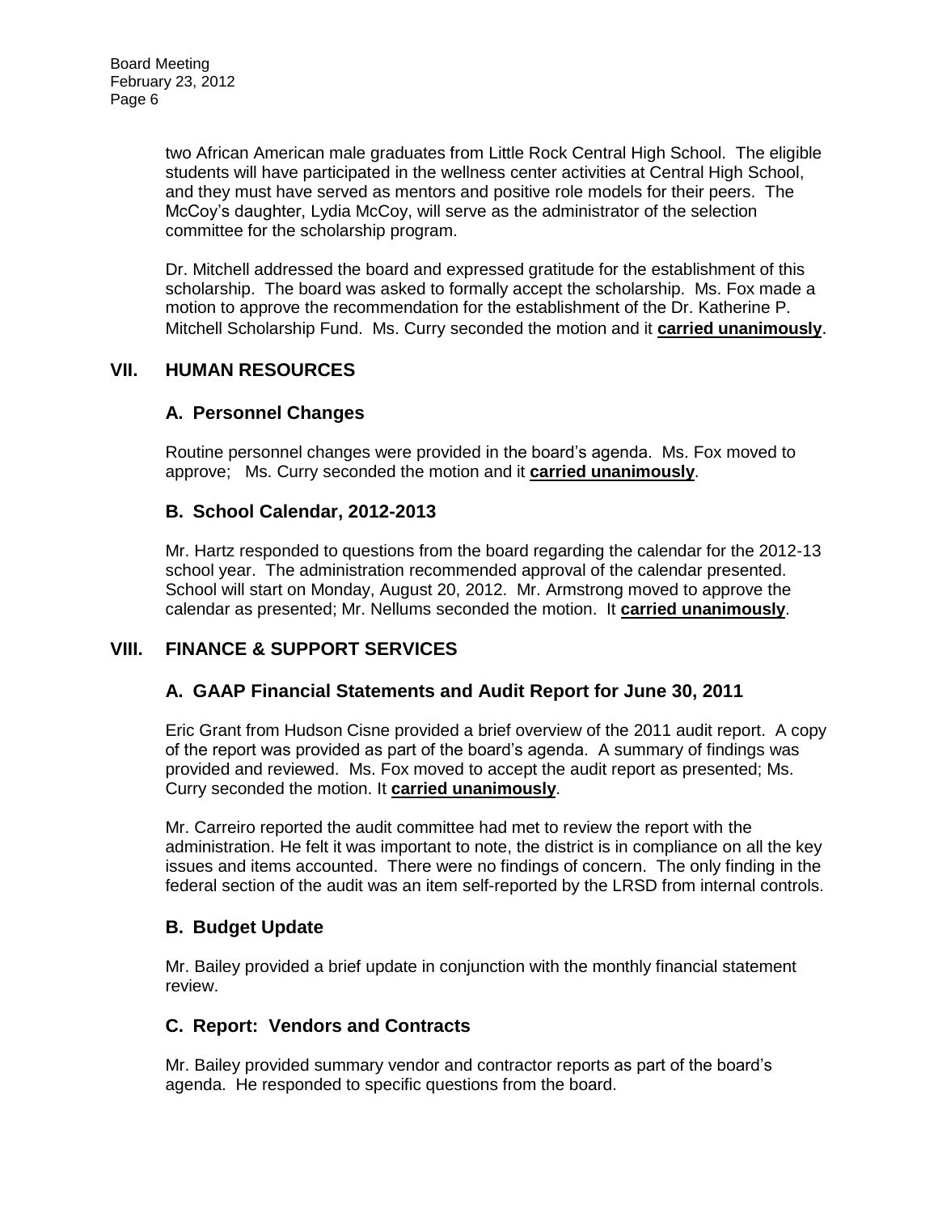two African American male graduates from Little Rock Central High School. The eligible students will have participated in the wellness center activities at Central High School, and they must have served as mentors and positive role models for their peers. The McCoy's daughter, Lydia McCoy, will serve as the administrator of the selection committee for the scholarship program.

Dr. Mitchell addressed the board and expressed gratitude for the establishment of this scholarship. The board was asked to formally accept the scholarship. Ms. Fox made a motion to approve the recommendation for the establishment of the Dr. Katherine P. Mitchell Scholarship Fund. Ms. Curry seconded the motion and it **carried unanimously**.

## VII. HUMAN RESOURCES

### A. Personnel Changes

Routine personnel changes were provided in the board's agenda. Ms. Fox moved to approve; Ms. Curry seconded the motion and it **carried unanimously**.

### B. School Calendar, 2012-2013

Mr. Hartz responded to questions from the board regarding the calendar for the 2012-13 school year. The administration recommended approval of the calendar presented. School will start on Monday, August 20, 2012. Mr. Armstrong moved to approve the calendar as presented; Mr. Nellums seconded the motion. It **carried unanimously**.

## VIII. FINANCE & SUPPORT SERVICES

### A. GAAP Financial Statements and Audit Report for June 30, 2011

Eric Grant from Hudson Cisne provided a brief overview of the 2011 audit report. A copy of the report was provided as part of the board's agenda. A summary of findings was provided and reviewed. Ms. Fox moved to accept the audit report as presented; Ms. Curry seconded the motion. It **carried unanimously**.

Mr. Carreiro reported the audit committee had met to review the report with the administration. He felt it was important to note, the district is in compliance on all the key issues and items accounted. There were no findings of concern. The only finding in the federal section of the audit was an item self-reported by the LRSD from internal controls.

### B. Budget Update

Mr. Bailey provided a brief update in conjunction with the monthly financial statement review.

### C. Report: Vendors and Contracts

Mr. Bailey provided summary vendor and contractor reports as part of the board's agenda. He responded to specific questions from the board.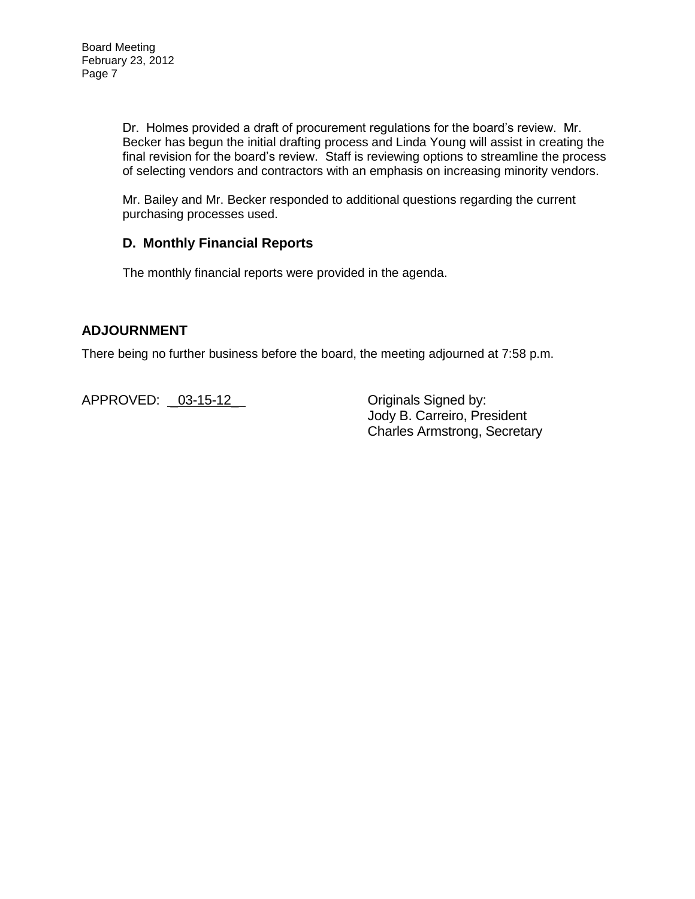Dr. Holmes provided a draft of procurement regulations for the board's review. Mr. Becker has begun the initial drafting process and Linda Young will assist in creating the final revision for the board's review. Staff is reviewing options to streamline the process of selecting vendors and contractors with an emphasis on increasing minority vendors.

Mr. Bailey and Mr. Becker responded to additional questions regarding the current purchasing processes used.

### D. Monthly Financial Reports

The monthly financial reports were provided in the agenda.

## ADJOURNMENT

There being no further business before the board, the meeting adjourned at 7:58 p.m.

APPROVED: _03-15-12_

Originals Signed by:
Jody B. Carreiro, President
Charles Armstrong, Secretary